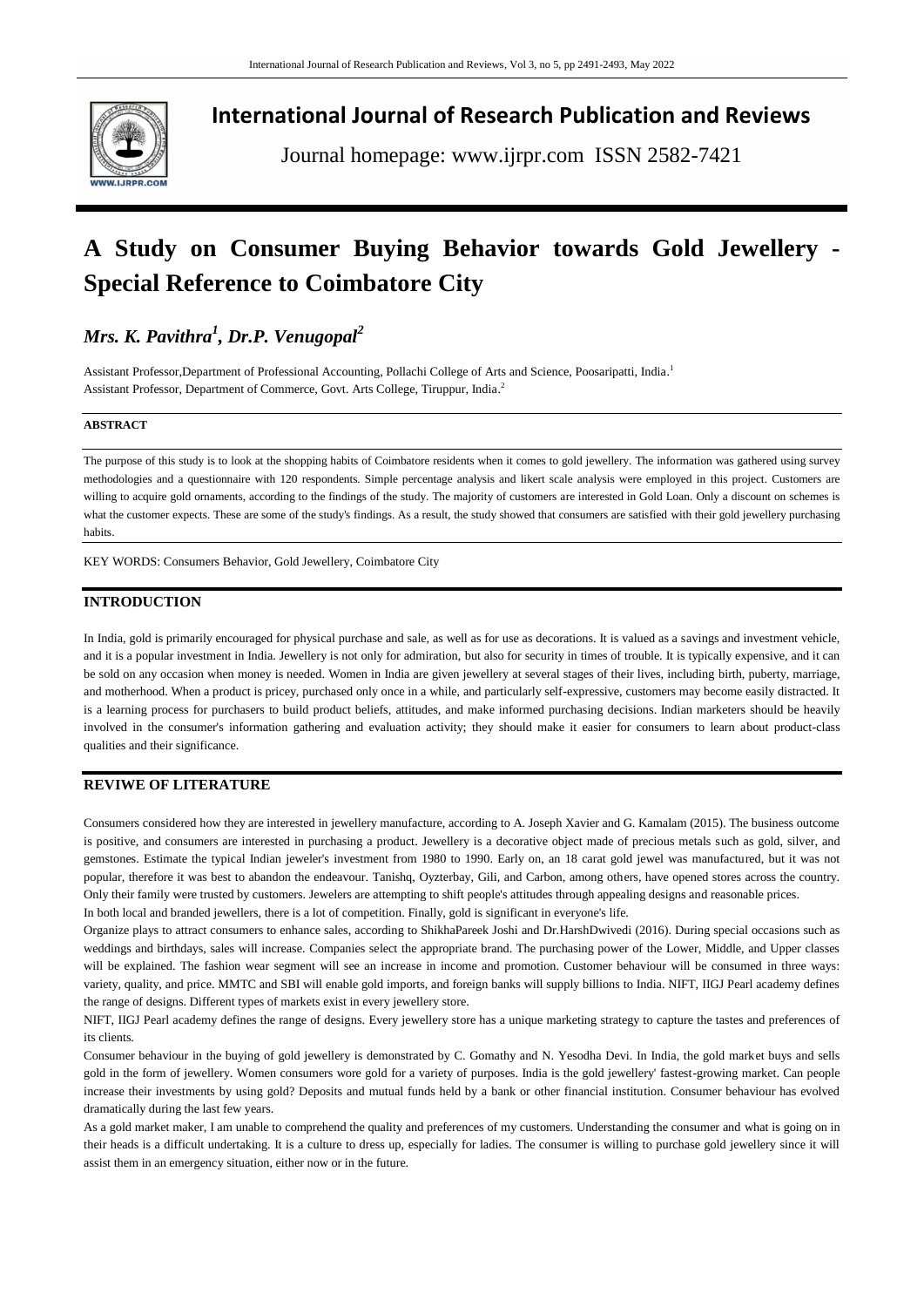# International Journal of Research Publication and Reviews

Journal homepage: www.ijrpr.com ISSN 2582-7421

# A Study on Consumer Buying Behavior towards Gold Jewellery - Special Reference to Coimbatore City

## *Mrs. K. Pavithra[1], Dr.P. Venugopal[2]*

Assistant Professor,Department of Professional Accounting, Pollachi College of Arts and Science, Poosaripatti, India.[1]
Assistant Professor, Department of Commerce, Govt. Arts College, Tiruppur, India.[2]

**ABSTRACT**

The purpose of this study is to look at the shopping habits of Coimbatore residents when it comes to gold jewellery. The information was gathered using survey methodologies and a questionnaire with 120 respondents. Simple percentage analysis and likert scale analysis were employed in this project. Customers are willing to acquire gold ornaments, according to the findings of the study. The majority of customers are interested in Gold Loan. Only a discount on schemes is what the customer expects. These are some of the study's findings. As a result, the study showed that consumers are satisfied with their gold jewellery purchasing habits.

KEY WORDS: Consumers Behavior, Gold Jewellery, Coimbatore City

## INTRODUCTION

In India, gold is primarily encouraged for physical purchase and sale, as well as for use as decorations. It is valued as a savings and investment vehicle, and it is a popular investment in India. Jewellery is not only for admiration, but also for security in times of trouble. It is typically expensive, and it can be sold on any occasion when money is needed. Women in India are given jewellery at several stages of their lives, including birth, puberty, marriage, and motherhood. When a product is pricey, purchased only once in a while, and particularly self-expressive, customers may become easily distracted. It is a learning process for purchasers to build product beliefs, attitudes, and make informed purchasing decisions. Indian marketers should be heavily involved in the consumer's information gathering and evaluation activity; they should make it easier for consumers to learn about product-class qualities and their significance.

## REVIWE OF LITERATURE

Consumers considered how they are interested in jewellery manufacture, according to A. Joseph Xavier and G. Kamalam (2015). The business outcome is positive, and consumers are interested in purchasing a product. Jewellery is a decorative object made of precious metals such as gold, silver, and gemstones. Estimate the typical Indian jeweler's investment from 1980 to 1990. Early on, an 18 carat gold jewel was manufactured, but it was not popular, therefore it was best to abandon the endeavour. Tanishq, Oyzterbay, Gili, and Carbon, among others, have opened stores across the country. Only their family were trusted by customers. Jewelers are attempting to shift people's attitudes through appealing designs and reasonable prices.
In both local and branded jewellers, there is a lot of competition. Finally, gold is significant in everyone's life.

Organize plays to attract consumers to enhance sales, according to ShikhaPareek Joshi and Dr.HarshDwivedi (2016). During special occasions such as weddings and birthdays, sales will increase. Companies select the appropriate brand. The purchasing power of the Lower, Middle, and Upper classes will be explained. The fashion wear segment will see an increase in income and promotion. Customer behaviour will be consumed in three ways: variety, quality, and price. MMTC and SBI will enable gold imports, and foreign banks will supply billions to India. NIFT, IIGJ Pearl academy defines the range of designs. Different types of markets exist in every jewellery store.

NIFT, IIGJ Pearl academy defines the range of designs. Every jewellery store has a unique marketing strategy to capture the tastes and preferences of its clients.

Consumer behaviour in the buying of gold jewellery is demonstrated by C. Gomathy and N. Yesodha Devi. In India, the gold market buys and sells gold in the form of jewellery. Women consumers wore gold for a variety of purposes. India is the gold jewellery' fastest-growing market. Can people increase their investments by using gold? Deposits and mutual funds held by a bank or other financial institution. Consumer behaviour has evolved dramatically during the last few years.

As a gold market maker, I am unable to comprehend the quality and preferences of my customers. Understanding the consumer and what is going on in their heads is a difficult undertaking. It is a culture to dress up, especially for ladies. The consumer is willing to purchase gold jewellery since it will assist them in an emergency situation, either now or in the future.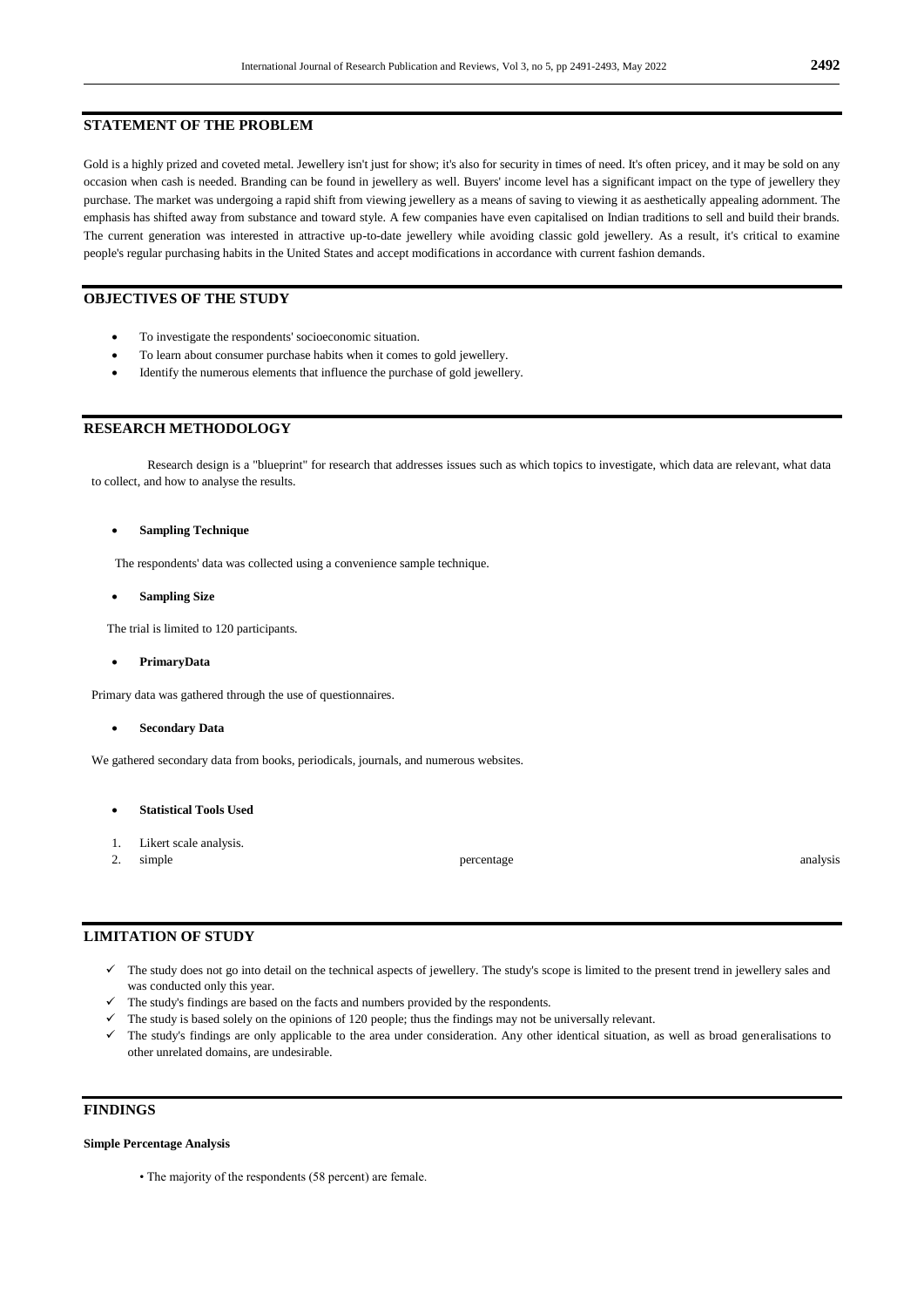## STATEMENT OF THE PROBLEM

Gold is a highly prized and coveted metal. Jewellery isn't just for show; it's also for security in times of need. It's often pricey, and it may be sold on any occasion when cash is needed. Branding can be found in jewellery as well. Buyers' income level has a significant impact on the type of jewellery they purchase. The market was undergoing a rapid shift from viewing jewellery as a means of saving to viewing it as aesthetically appealing adornment. The emphasis has shifted away from substance and toward style. A few companies have even capitalised on Indian traditions to sell and build their brands. The current generation was interested in attractive up-to-date jewellery while avoiding classic gold jewellery. As a result, it's critical to examine people's regular purchasing habits in the United States and accept modifications in accordance with current fashion demands.

## OBJECTIVES OF THE STUDY

- To investigate the respondents' socioeconomic situation.
- To learn about consumer purchase habits when it comes to gold jewellery.
- Identify the numerous elements that influence the purchase of gold jewellery.

## RESEARCH METHODOLOGY

Research design is a "blueprint" for research that addresses issues such as which topics to investigate, which data are relevant, what data to collect, and how to analyse the results.

- **Sampling Technique**

The respondents' data was collected using a convenience sample technique.

- **Sampling Size**

The trial is limited to 120 participants.

- **PrimaryData**

Primary data was gathered through the use of questionnaires.

- **Secondary Data**

We gathered secondary data from books, periodicals, journals, and numerous websites.

- **Statistical Tools Used**

1. Likert scale analysis.
2. simple percentage analysis

## LIMITATION OF STUDY

- The study does not go into detail on the technical aspects of jewellery. The study's scope is limited to the present trend in jewellery sales and was conducted only this year.
- The study's findings are based on the facts and numbers provided by the respondents.
- The study is based solely on the opinions of 120 people; thus the findings may not be universally relevant.
- The study's findings are only applicable to the area under consideration. Any other identical situation, as well as broad generalisations to other unrelated domains, are undesirable.

## FINDINGS

**Simple Percentage Analysis**

- The majority of the respondents (58 percent) are female.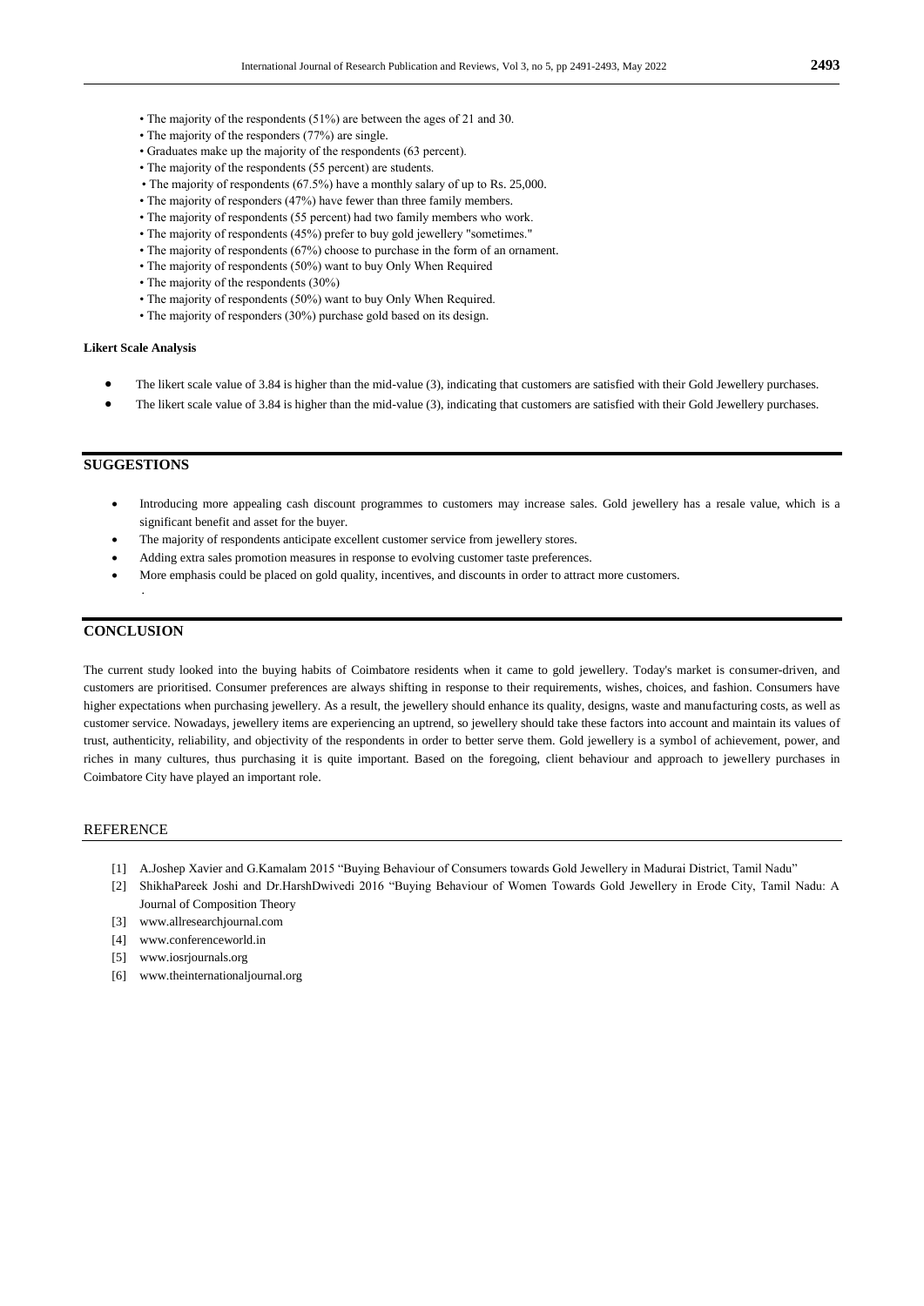- The majority of the respondents (51%) are between the ages of 21 and 30.
- The majority of the responders (77%) are single.
- Graduates make up the majority of the respondents (63 percent).
- The majority of the respondents (55 percent) are students.
- The majority of respondents (67.5%) have a monthly salary of up to Rs. 25,000.
- The majority of responders (47%) have fewer than three family members.
- The majority of respondents (55 percent) had two family members who work.
- The majority of respondents (45%) prefer to buy gold jewellery "sometimes."
- The majority of respondents (67%) choose to purchase in the form of an ornament.
- The majority of respondents (50%) want to buy Only When Required
- The majority of the respondents (30%)
- The majority of respondents (50%) want to buy Only When Required.
- The majority of responders (30%) purchase gold based on its design.

**Likert Scale Analysis**

- The likert scale value of 3.84 is higher than the mid-value (3), indicating that customers are satisfied with their Gold Jewellery purchases.
- The likert scale value of 3.84 is higher than the mid-value (3), indicating that customers are satisfied with their Gold Jewellery purchases.

## SUGGESTIONS

- Introducing more appealing cash discount programmes to customers may increase sales. Gold jewellery has a resale value, which is a significant benefit and asset for the buyer.
- The majority of respondents anticipate excellent customer service from jewellery stores.
- Adding extra sales promotion measures in response to evolving customer taste preferences.
- More emphasis could be placed on gold quality, incentives, and discounts in order to attract more customers.

## CONCLUSION

The current study looked into the buying habits of Coimbatore residents when it came to gold jewellery. Today's market is consumer-driven, and customers are prioritised. Consumer preferences are always shifting in response to their requirements, wishes, choices, and fashion. Consumers have higher expectations when purchasing jewellery. As a result, the jewellery should enhance its quality, designs, waste and manufacturing costs, as well as customer service. Nowadays, jewellery items are experiencing an uptrend, so jewellery should take these factors into account and maintain its values of trust, authenticity, reliability, and objectivity of the respondents in order to better serve them. Gold jewellery is a symbol of achievement, power, and riches in many cultures, thus purchasing it is quite important. Based on the foregoing, client behaviour and approach to jewellery purchases in Coimbatore City have played an important role.

## REFERENCE

[1] A.Joshep Xavier and G.Kamalam 2015 "Buying Behaviour of Consumers towards Gold Jewellery in Madurai District, Tamil Nadu"

[2] ShikhaPareek Joshi and Dr.HarshDwivedi 2016 "Buying Behaviour of Women Towards Gold Jewellery in Erode City, Tamil Nadu: A Journal of Composition Theory

[3] www.allresearchjournal.com

[4] www.conferenceworld.in

[5] www.iosrjournals.org

[6] www.theinternationaljournal.org